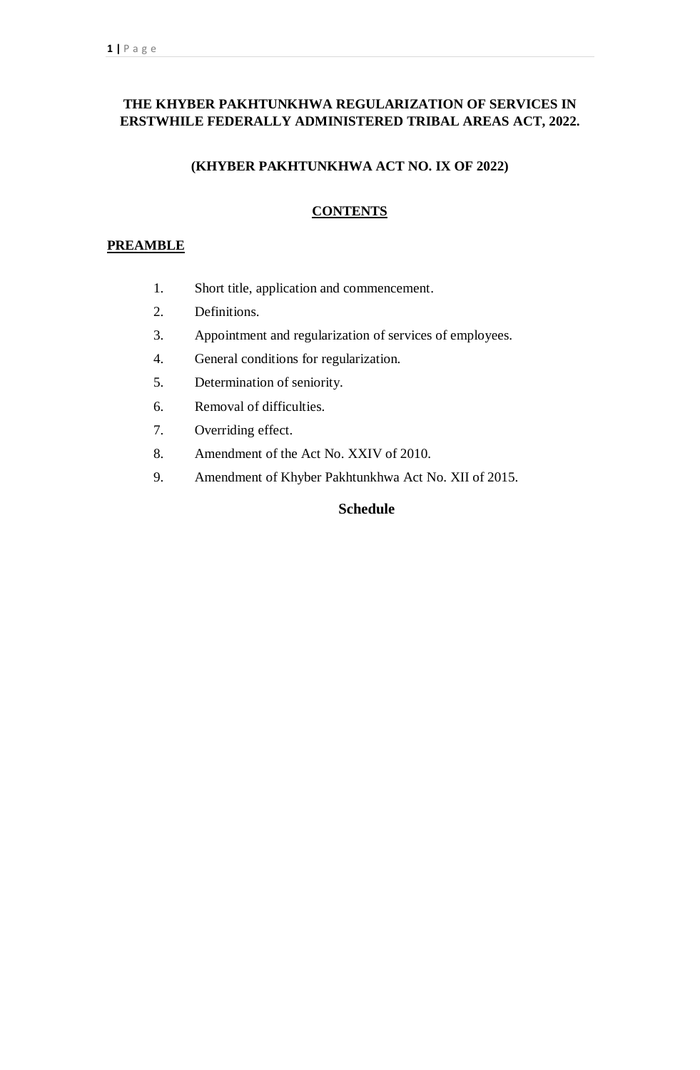# THE KHYBER PAKHTUNKHWA REGULARIZATION OF SERVICES IN ERSTWHILE FEDERALLY ADMINISTERED TRIBAL AREAS ACT, 2022.

## (KHYBER PAKHTUNKHWA ACT NO. IX OF 2022)

## CONTENTS

**PREAMBLE**

1. Short title, application and commencement.
2. Definitions.
3. Appointment and regularization of services of employees.
4. General conditions for regularization.
5. Determination of seniority.
6. Removal of difficulties.
7. Overriding effect.
8. Amendment of the Act No. XXIV of 2010.
9. Amendment of Khyber Pakhtunkhwa Act No. XII of 2015.

**Schedule**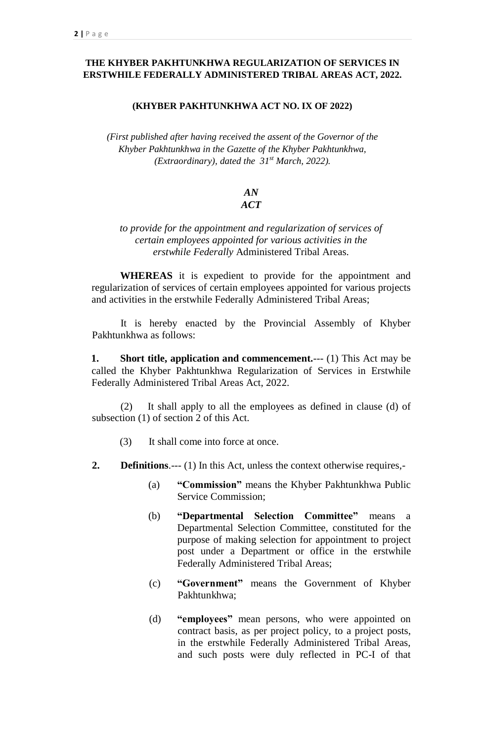**THE KHYBER PAKHTUNKHWA REGULARIZATION OF SERVICES IN ERSTWHILE FEDERALLY ADMINISTERED TRIBAL AREAS ACT, 2022.**

**(KHYBER PAKHTUNKHWA ACT NO. IX OF 2022)**

*(First published after having received the assent of the Governor of the Khyber Pakhtunkhwa in the Gazette of the Khyber Pakhtunkhwa, (Extraordinary), dated the 31st March, 2022).*

***AN ACT***

*to provide for the appointment and regularization of services of certain employees appointed for various activities in the erstwhile Federally* Administered Tribal Areas.

**WHEREAS** it is expedient to provide for the appointment and regularization of services of certain employees appointed for various projects and activities in the erstwhile Federally Administered Tribal Areas;

It is hereby enacted by the Provincial Assembly of Khyber Pakhtunkhwa as follows:

**1. Short title, application and commencement.**--- (1) This Act may be called the Khyber Pakhtunkhwa Regularization of Services in Erstwhile Federally Administered Tribal Areas Act, 2022.

(2) It shall apply to all the employees as defined in clause (d) of subsection (1) of section 2 of this Act.

(3) It shall come into force at once.

**2. Definitions**.--- (1) In this Act, unless the context otherwise requires,-

(a) **"Commission"** means the Khyber Pakhtunkhwa Public Service Commission;

(b) **"Departmental Selection Committee"** means a Departmental Selection Committee, constituted for the purpose of making selection for appointment to project post under a Department or office in the erstwhile Federally Administered Tribal Areas;

(c) **"Government"** means the Government of Khyber Pakhtunkhwa;

(d) **"employees"** mean persons, who were appointed on contract basis, as per project policy, to a project posts, in the erstwhile Federally Administered Tribal Areas, and such posts were duly reflected in PC-I of that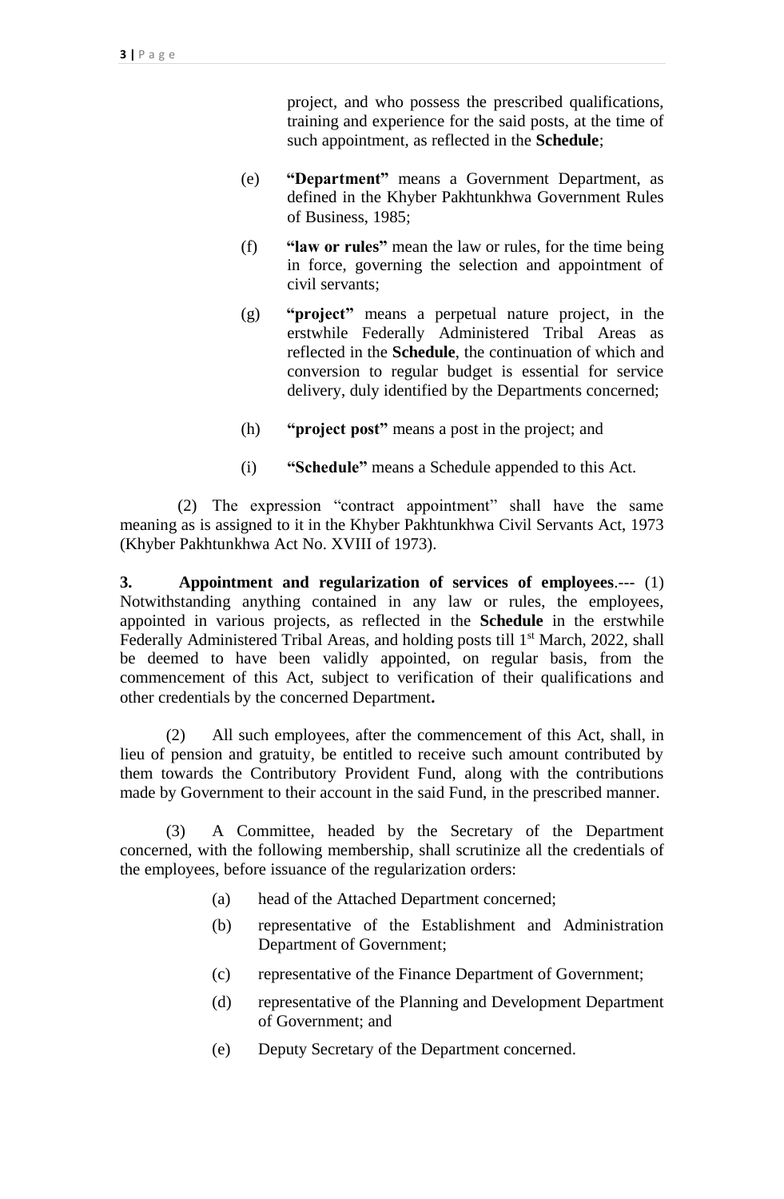project, and who possess the prescribed qualifications, training and experience for the said posts, at the time of such appointment, as reflected in the **Schedule**;

(e) **"Department"** means a Government Department, as defined in the Khyber Pakhtunkhwa Government Rules of Business, 1985;

(f) **"law or rules"** mean the law or rules, for the time being in force, governing the selection and appointment of civil servants;

(g) **"project"** means a perpetual nature project, in the erstwhile Federally Administered Tribal Areas as reflected in the **Schedule**, the continuation of which and conversion to regular budget is essential for service delivery, duly identified by the Departments concerned;

(h) **"project post"** means a post in the project; and

(i) **"Schedule"** means a Schedule appended to this Act.

(2) The expression "contract appointment" shall have the same meaning as is assigned to it in the Khyber Pakhtunkhwa Civil Servants Act, 1973 (Khyber Pakhtunkhwa Act No. XVIII of 1973).

**3. Appointment and regularization of services of employees**.--- (1) Notwithstanding anything contained in any law or rules, the employees, appointed in various projects, as reflected in the **Schedule** in the erstwhile Federally Administered Tribal Areas, and holding posts till 1st March, 2022, shall be deemed to have been validly appointed, on regular basis, from the commencement of this Act, subject to verification of their qualifications and other credentials by the concerned Department**.**

(2) All such employees, after the commencement of this Act, shall, in lieu of pension and gratuity, be entitled to receive such amount contributed by them towards the Contributory Provident Fund, along with the contributions made by Government to their account in the said Fund, in the prescribed manner.

(3) A Committee, headed by the Secretary of the Department concerned, with the following membership, shall scrutinize all the credentials of the employees, before issuance of the regularization orders:

(a) head of the Attached Department concerned;

(b) representative of the Establishment and Administration Department of Government;

(c) representative of the Finance Department of Government;

(d) representative of the Planning and Development Department of Government; and

(e) Deputy Secretary of the Department concerned.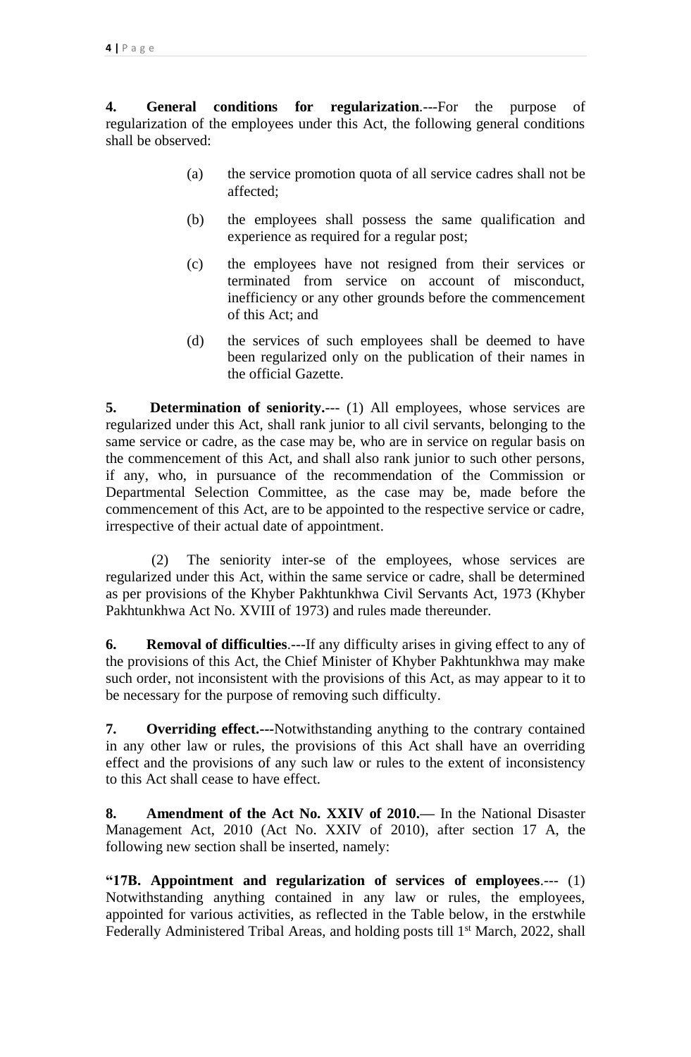**4. General conditions for regularization**.---For the purpose of regularization of the employees under this Act, the following general conditions shall be observed:

(a) the service promotion quota of all service cadres shall not be affected;

(b) the employees shall possess the same qualification and experience as required for a regular post;

(c) the employees have not resigned from their services or terminated from service on account of misconduct, inefficiency or any other grounds before the commencement of this Act; and

(d) the services of such employees shall be deemed to have been regularized only on the publication of their names in the official Gazette.

**5. Determination of seniority.**--- (1) All employees, whose services are regularized under this Act, shall rank junior to all civil servants, belonging to the same service or cadre, as the case may be, who are in service on regular basis on the commencement of this Act, and shall also rank junior to such other persons, if any, who, in pursuance of the recommendation of the Commission or Departmental Selection Committee, as the case may be, made before the commencement of this Act, are to be appointed to the respective service or cadre, irrespective of their actual date of appointment.

(2) The seniority inter-se of the employees, whose services are regularized under this Act, within the same service or cadre, shall be determined as per provisions of the Khyber Pakhtunkhwa Civil Servants Act, 1973 (Khyber Pakhtunkhwa Act No. XVIII of 1973) and rules made thereunder.

**6. Removal of difficulties**.---If any difficulty arises in giving effect to any of the provisions of this Act, the Chief Minister of Khyber Pakhtunkhwa may make such order, not inconsistent with the provisions of this Act, as may appear to it to be necessary for the purpose of removing such difficulty.

**7. Overriding effect.---**Notwithstanding anything to the contrary contained in any other law or rules, the provisions of this Act shall have an overriding effect and the provisions of any such law or rules to the extent of inconsistency to this Act shall cease to have effect.

**8. Amendment of the Act No. XXIV of 2010.—** In the National Disaster Management Act, 2010 (Act No. XXIV of 2010), after section 17 A, the following new section shall be inserted, namely:

**"17B. Appointment and regularization of services of employees**.--- (1) Notwithstanding anything contained in any law or rules, the employees, appointed for various activities, as reflected in the Table below, in the erstwhile Federally Administered Tribal Areas, and holding posts till 1st March, 2022, shall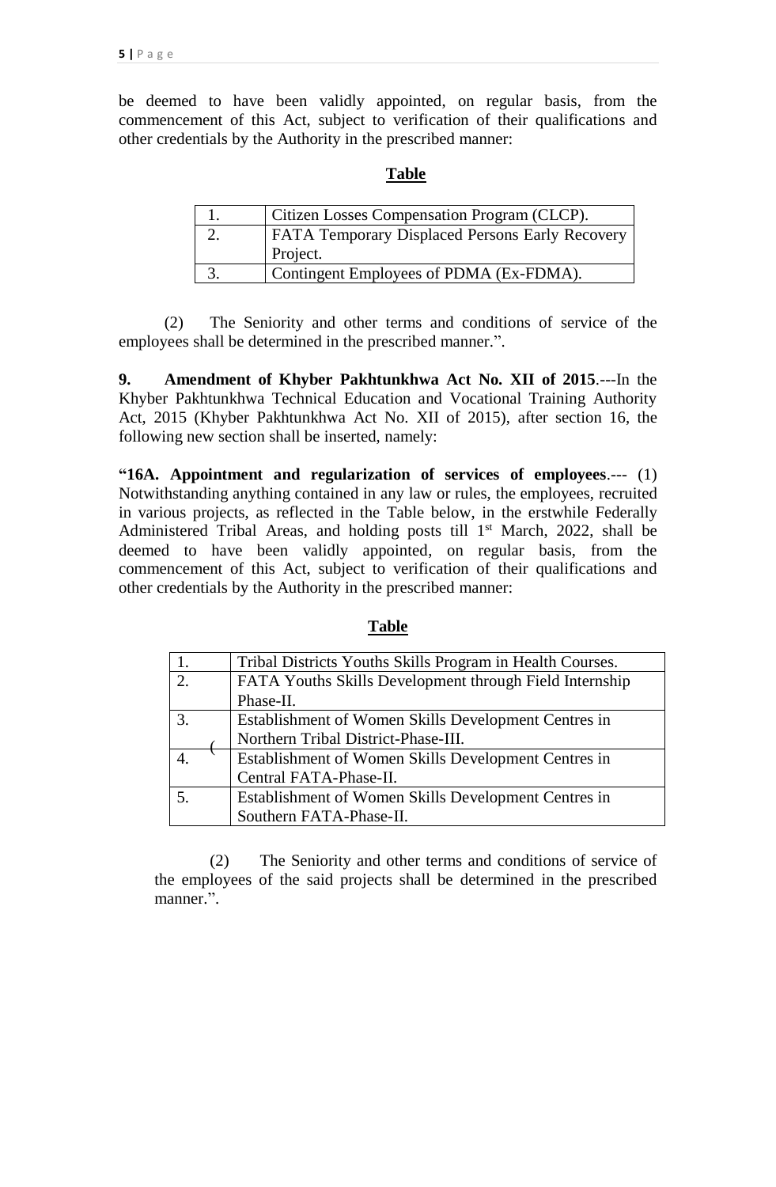be deemed to have been validly appointed, on regular basis, from the commencement of this Act, subject to verification of their qualifications and other credentials by the Authority in the prescribed manner:

**Table**

| | |
|---|---|
| 1. | Citizen Losses Compensation Program (CLCP). |
| 2. | FATA Temporary Displaced Persons Early Recovery Project. |
| 3. | Contingent Employees of PDMA (Ex-FDMA). |

(2) The Seniority and other terms and conditions of service of the employees shall be determined in the prescribed manner.".

**9. Amendment of Khyber Pakhtunkhwa Act No. XII of 2015**.---In the Khyber Pakhtunkhwa Technical Education and Vocational Training Authority Act, 2015 (Khyber Pakhtunkhwa Act No. XII of 2015), after section 16, the following new section shall be inserted, namely:

**"16A. Appointment and regularization of services of employees**.--- (1) Notwithstanding anything contained in any law or rules, the employees, recruited in various projects, as reflected in the Table below, in the erstwhile Federally Administered Tribal Areas, and holding posts till 1st March, 2022, shall be deemed to have been validly appointed, on regular basis, from the commencement of this Act, subject to verification of their qualifications and other credentials by the Authority in the prescribed manner:

**Table**

| | |
|---|---|
| 1. | Tribal Districts Youths Skills Program in Health Courses. |
| 2. | FATA Youths Skills Development through Field Internship Phase-II. |
| 3. | Establishment of Women Skills Development Centres in Northern Tribal District-Phase-III. |
| 4. | Establishment of Women Skills Development Centres in Central FATA-Phase-II. |
| 5. | Establishment of Women Skills Development Centres in Southern FATA-Phase-II. |

(2) The Seniority and other terms and conditions of service of the employees of the said projects shall be determined in the prescribed manner.".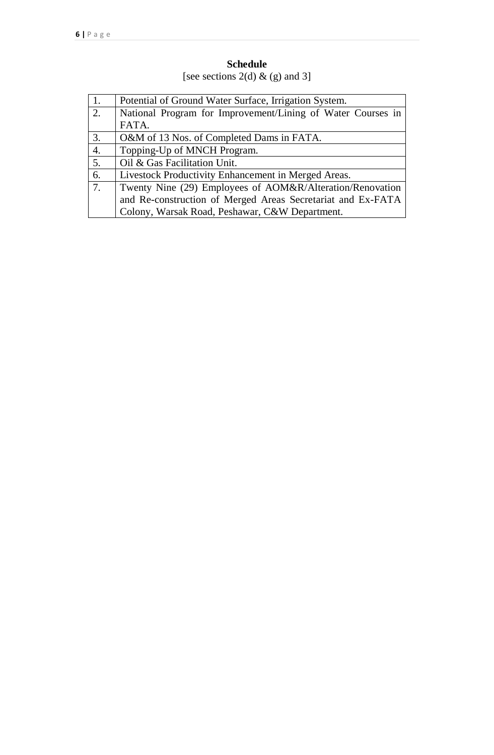**Schedule**

[see sections 2(d) & (g) and 3]

| | |
|---|---|
| 1. | Potential of Ground Water Surface, Irrigation System. |
| 2. | National Program for Improvement/Lining of Water Courses in FATA. |
| 3. | O&M of 13 Nos. of Completed Dams in FATA. |
| 4. | Topping-Up of MNCH Program. |
| 5. | Oil & Gas Facilitation Unit. |
| 6. | Livestock Productivity Enhancement in Merged Areas. |
| 7. | Twenty Nine (29) Employees of AOM&R/Alteration/Renovation and Re-construction of Merged Areas Secretariat and Ex-FATA Colony, Warsak Road, Peshawar, C&W Department. |